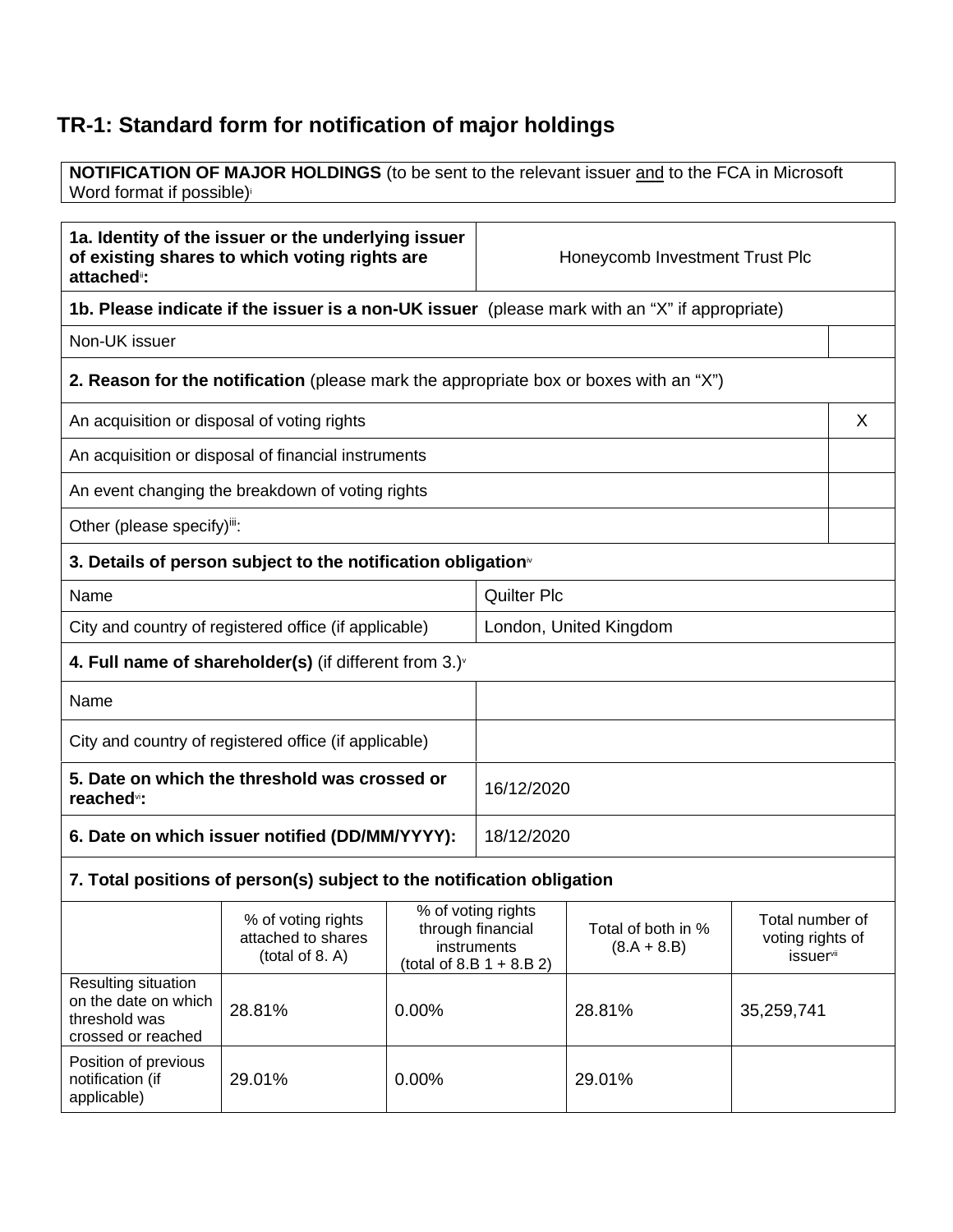## TR-1: Standard form for notification of major holdings

| **NOTIFICATION OF MAJOR HOLDINGS** (to be sent to the relevant issuer and to the FCA in Microsoft Word format if possible)[i] |
|---|

| | |
|---|---|
| **1a. Identity of the issuer or the underlying issuer of existing shares to which voting rights are attached[ii]:** | Honeycomb Investment Trust Plc |
| **1b. Please indicate if the issuer is a non-UK issuer** (please mark with an "X" if appropriate) | |
| Non-UK issuer | |
| **2. Reason for the notification** (please mark the appropriate box or boxes with an "X") | |
| An acquisition or disposal of voting rights | X |
| An acquisition or disposal of financial instruments | |
| An event changing the breakdown of voting rights | |
| Other (please specify)[iii]: | |
| **3. Details of person subject to the notification obligation[iv]** | |
| Name | Quilter Plc |
| City and country of registered office (if applicable) | London, United Kingdom |
| **4. Full name of shareholder(s)** (if different from 3.)[v] | |
| Name | |
| City and country of registered office (if applicable) | |
| **5. Date on which the threshold was crossed or reached[vi]:** | 16/12/2020 |
| **6. Date on which issuer notified (DD/MM/YYYY):** | 18/12/2020 |

**7. Total positions of person(s) subject to the notification obligation**

| | % of voting rights attached to shares (total of 8. A) | % of voting rights through financial instruments (total of 8.B 1 + 8.B 2) | Total of both in % (8.A + 8.B) | Total number of voting rights of issuer[vii] |
|---|---|---|---|---|
| Resulting situation on the date on which threshold was crossed or reached | 28.81% | 0.00% | 28.81% | 35,259,741 |
| Position of previous notification (if applicable) | 29.01% | 0.00% | 29.01% | |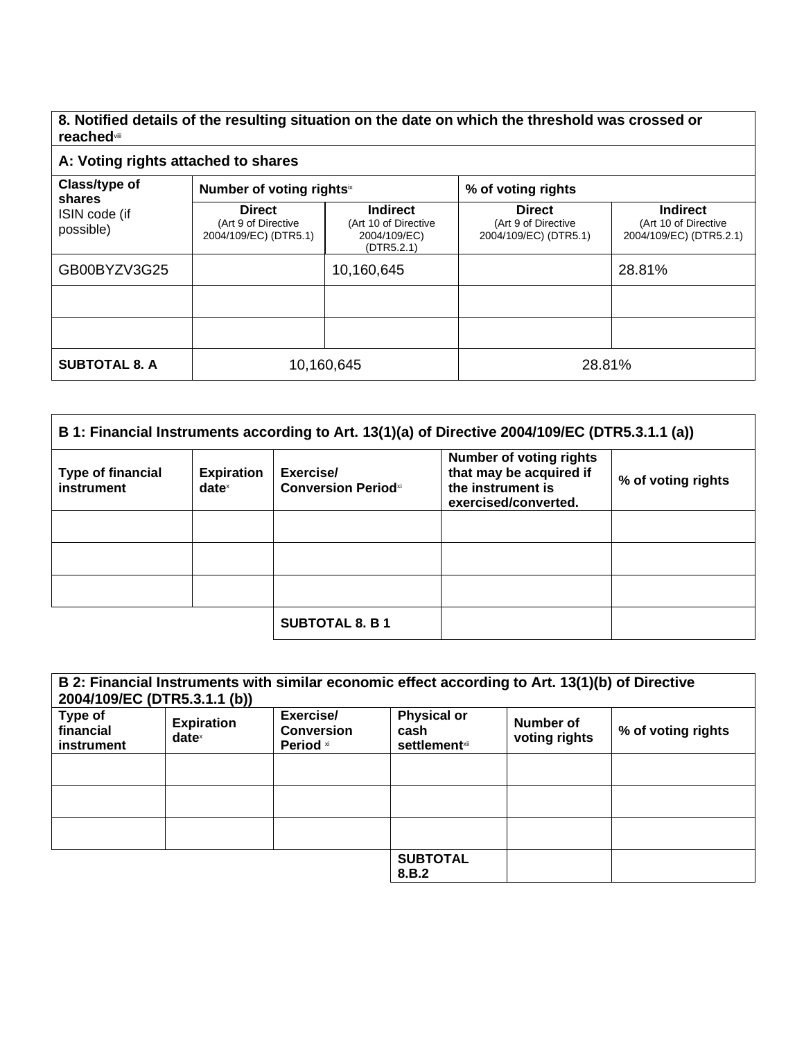## 8. Notified details of the resulting situation on the date on which the threshold was crossed or reached[viii]

### A: Voting rights attached to shares

| Class/type of shares ISIN code (if possible) | Number of voting rights[ix] | | % of voting rights | |
|---|---|---|---|---|
| | **Direct** (Art 9 of Directive 2004/109/EC) (DTR5.1) | **Indirect** (Art 10 of Directive 2004/109/EC) (DTR5.2.1) | **Direct** (Art 9 of Directive 2004/109/EC) (DTR5.1) | **Indirect** (Art 10 of Directive 2004/109/EC) (DTR5.2.1) |
| GB00BYZV3G25 | | 10,160,645 | | 28.81% |
| | | | | |
| | | | | |
| **SUBTOTAL 8. A** | 10,160,645 | | 28.81% | |

### B 1: Financial Instruments according to Art. 13(1)(a) of Directive 2004/109/EC (DTR5.3.1.1 (a))

| Type of financial instrument | Expiration date[x] | Exercise/ Conversion Period[xi] | Number of voting rights that may be acquired if the instrument is exercised/converted. | % of voting rights |
|---|---|---|---|---|
| | | | | |
| | | | | |
| | | | | |
| | | **SUBTOTAL 8. B 1** | | |

### B 2: Financial Instruments with similar economic effect according to Art. 13(1)(b) of Directive 2004/109/EC (DTR5.3.1.1 (b))

| Type of financial instrument | Expiration date[x] | Exercise/ Conversion Period[xi] | Physical or cash settlement[xii] | Number of voting rights | % of voting rights |
|---|---|---|---|---|---|
| | | | | | |
| | | | | | |
| | | | | | |
| | | | **SUBTOTAL 8.B.2** | | |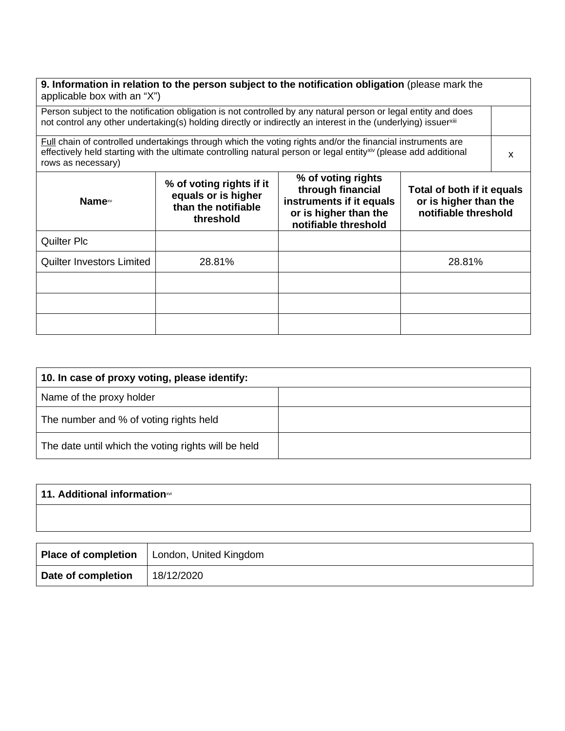| **9. Information in relation to the person subject to the notification obligation** (please mark the applicable box with an "X") | |
|---|---|
| Person subject to the notification obligation is not controlled by any natural person or legal entity and does not control any other undertaking(s) holding directly or indirectly an interest in the (underlying) issuer[xiii] | |
| Full chain of controlled undertakings through which the voting rights and/or the financial instruments are effectively held starting with the ultimate controlling natural person or legal entity[xiv] (please add additional rows as necessary) | x |

| **Name**[xv] | **% of voting rights if it equals or is higher than the notifiable threshold** | **% of voting rights through financial instruments if it equals or is higher than the notifiable threshold** | **Total of both if it equals or is higher than the notifiable threshold** |
|---|---|---|---|
| Quilter Plc | | | |
| Quilter Investors Limited | 28.81% | | 28.81% |
| | | | |
| | | | |
| | | | |

| **10. In case of proxy voting, please identify:** | |
|---|---|
| Name of the proxy holder | |
| The number and % of voting rights held | |
| The date until which the voting rights will be held | |

| **11. Additional information**[xvi] |
|---|
| |

| | |
|---|---|
| **Place of completion** | London, United Kingdom |
| **Date of completion** | 18/12/2020 |